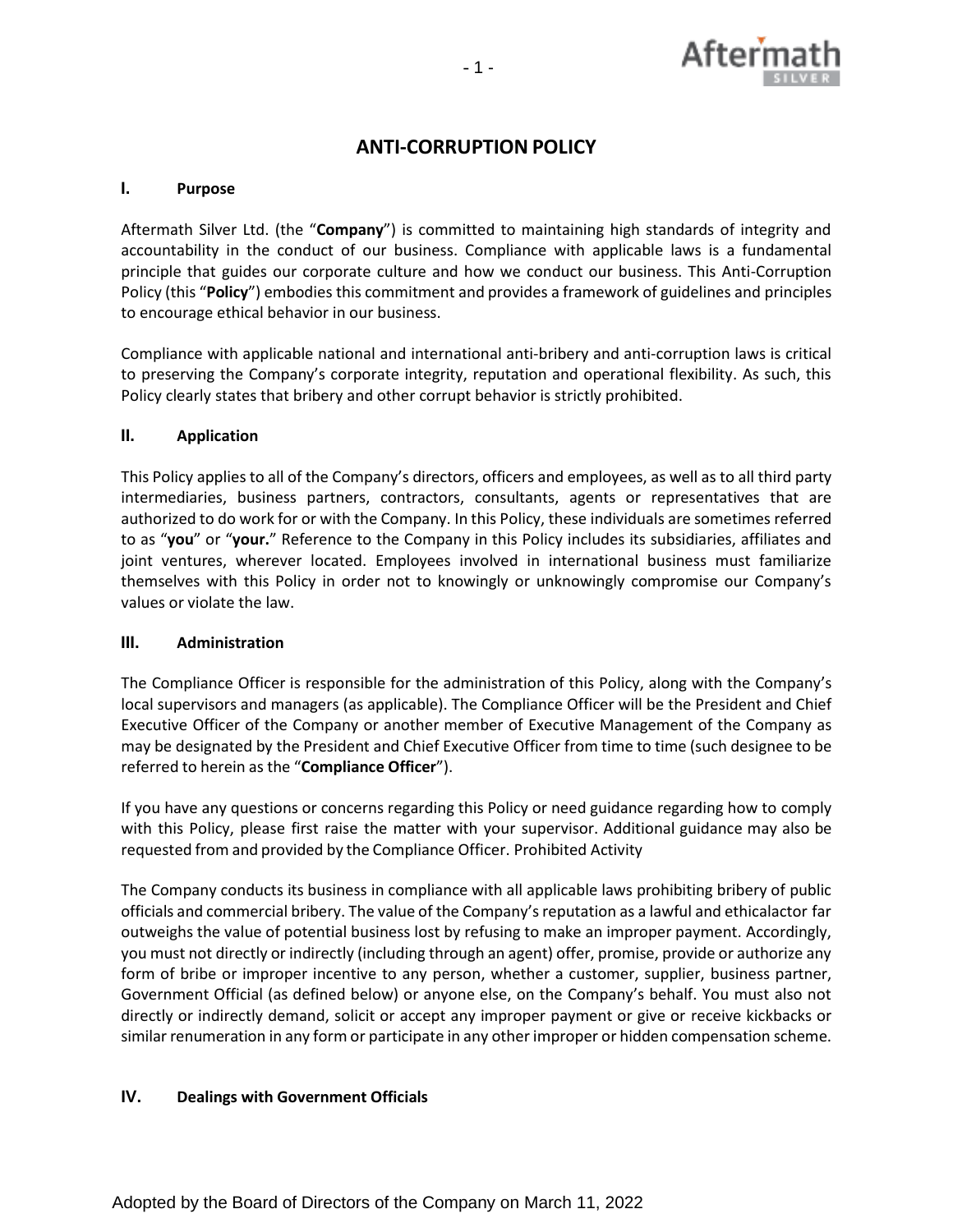# ANTI-CORRUPTION POLICY

## I. Purpose

Aftermath Silver Ltd. (the "**Company**") is committed to maintaining high standards of integrity and accountability in the conduct of our business. Compliance with applicable laws is a fundamental principle that guides our corporate culture and how we conduct our business. This Anti-Corruption Policy (this "**Policy**") embodies this commitment and provides a framework of guidelines and principles to encourage ethical behavior in our business.

Compliance with applicable national and international anti-bribery and anti-corruption laws is critical to preserving the Company's corporate integrity, reputation and operational flexibility. As such, this Policy clearly states that bribery and other corrupt behavior is strictly prohibited.

## II. Application

This Policy applies to all of the Company's directors, officers and employees, as well as to all third party intermediaries, business partners, contractors, consultants, agents or representatives that are authorized to do work for or with the Company. In this Policy, these individuals are sometimes referred to as "**you**" or "**your.**" Reference to the Company in this Policy includes its subsidiaries, affiliates and joint ventures, wherever located. Employees involved in international business must familiarize themselves with this Policy in order not to knowingly or unknowingly compromise our Company's values or violate the law.

## III. Administration

The Compliance Officer is responsible for the administration of this Policy, along with the Company's local supervisors and managers (as applicable). The Compliance Officer will be the President and Chief Executive Officer of the Company or another member of Executive Management of the Company as may be designated by the President and Chief Executive Officer from time to time (such designee to be referred to herein as the "**Compliance Officer**").

If you have any questions or concerns regarding this Policy or need guidance regarding how to comply with this Policy, please first raise the matter with your supervisor. Additional guidance may also be requested from and provided by the Compliance Officer. Prohibited Activity

The Company conducts its business in compliance with all applicable laws prohibiting bribery of public officials and commercial bribery. The value of the Company's reputation as a lawful and ethicalactor far outweighs the value of potential business lost by refusing to make an improper payment. Accordingly, you must not directly or indirectly (including through an agent) offer, promise, provide or authorize any form of bribe or improper incentive to any person, whether a customer, supplier, business partner, Government Official (as defined below) or anyone else, on the Company's behalf. You must also not directly or indirectly demand, solicit or accept any improper payment or give or receive kickbacks or similar renumeration in any form or participate in any other improper or hidden compensation scheme.

## IV. Dealings with Government Officials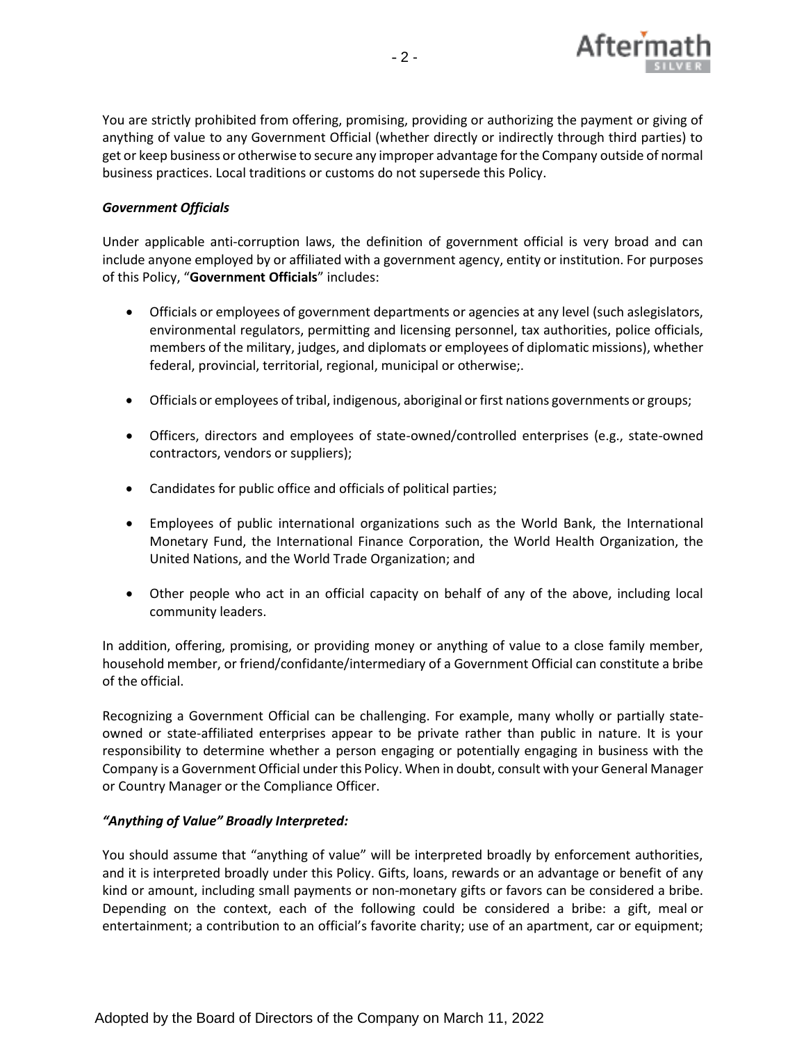You are strictly prohibited from offering, promising, providing or authorizing the payment or giving of anything of value to any Government Official (whether directly or indirectly through third parties) to get or keep business or otherwise to secure any improper advantage for the Company outside of normal business practices. Local traditions or customs do not supersede this Policy.

***Government Officials***

Under applicable anti-corruption laws, the definition of government official is very broad and can include anyone employed by or affiliated with a government agency, entity or institution. For purposes of this Policy, "**Government Officials**" includes:

- Officials or employees of government departments or agencies at any level (such aslegislators, environmental regulators, permitting and licensing personnel, tax authorities, police officials, members of the military, judges, and diplomats or employees of diplomatic missions), whether federal, provincial, territorial, regional, municipal or otherwise;.
- Officials or employees of tribal, indigenous, aboriginal or first nations governments or groups;
- Officers, directors and employees of state-owned/controlled enterprises (e.g., state-owned contractors, vendors or suppliers);
- Candidates for public office and officials of political parties;
- Employees of public international organizations such as the World Bank, the International Monetary Fund, the International Finance Corporation, the World Health Organization, the United Nations, and the World Trade Organization; and
- Other people who act in an official capacity on behalf of any of the above, including local community leaders.

In addition, offering, promising, or providing money or anything of value to a close family member, household member, or friend/confidante/intermediary of a Government Official can constitute a bribe of the official.

Recognizing a Government Official can be challenging. For example, many wholly or partially state-owned or state-affiliated enterprises appear to be private rather than public in nature. It is your responsibility to determine whether a person engaging or potentially engaging in business with the Company is a Government Official under this Policy. When in doubt, consult with your General Manager or Country Manager or the Compliance Officer.

***"Anything of Value" Broadly Interpreted:***

You should assume that "anything of value" will be interpreted broadly by enforcement authorities, and it is interpreted broadly under this Policy. Gifts, loans, rewards or an advantage or benefit of any kind or amount, including small payments or non-monetary gifts or favors can be considered a bribe. Depending on the context, each of the following could be considered a bribe: a gift, meal or entertainment; a contribution to an official's favorite charity; use of an apartment, car or equipment;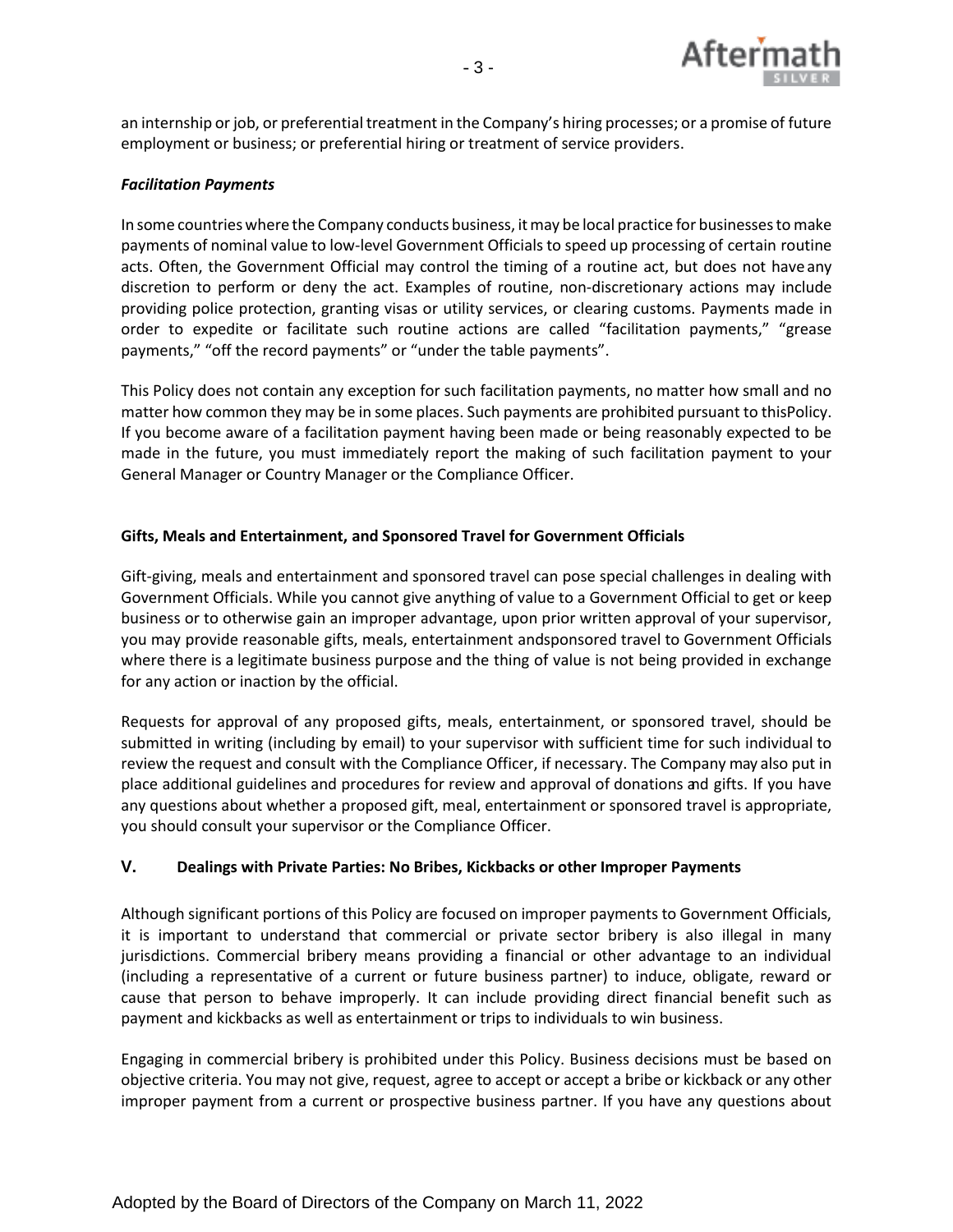an internship or job, or preferential treatment in the Company's hiring processes; or a promise of future employment or business; or preferential hiring or treatment of service providers.

***Facilitation Payments***

In some countries where the Company conducts business, it may be local practice for businesses to make payments of nominal value to low-level Government Officials to speed up processing of certain routine acts. Often, the Government Official may control the timing of a routine act, but does not have any discretion to perform or deny the act. Examples of routine, non-discretionary actions may include providing police protection, granting visas or utility services, or clearing customs. Payments made in order to expedite or facilitate such routine actions are called "facilitation payments," "grease payments," "off the record payments" or "under the table payments".

This Policy does not contain any exception for such facilitation payments, no matter how small and no matter how common they may be in some places. Such payments are prohibited pursuant to thisPolicy. If you become aware of a facilitation payment having been made or being reasonably expected to be made in the future, you must immediately report the making of such facilitation payment to your General Manager or Country Manager or the Compliance Officer.

**Gifts, Meals and Entertainment, and Sponsored Travel for Government Officials**

Gift-giving, meals and entertainment and sponsored travel can pose special challenges in dealing with Government Officials. While you cannot give anything of value to a Government Official to get or keep business or to otherwise gain an improper advantage, upon prior written approval of your supervisor, you may provide reasonable gifts, meals, entertainment andsponsored travel to Government Officials where there is a legitimate business purpose and the thing of value is not being provided in exchange for any action or inaction by the official.

Requests for approval of any proposed gifts, meals, entertainment, or sponsored travel, should be submitted in writing (including by email) to your supervisor with sufficient time for such individual to review the request and consult with the Compliance Officer, if necessary. The Company may also put in place additional guidelines and procedures for review and approval of donations and gifts. If you have any questions about whether a proposed gift, meal, entertainment or sponsored travel is appropriate, you should consult your supervisor or the Compliance Officer.

## V. Dealings with Private Parties: No Bribes, Kickbacks or other Improper Payments

Although significant portions of this Policy are focused on improper payments to Government Officials, it is important to understand that commercial or private sector bribery is also illegal in many jurisdictions. Commercial bribery means providing a financial or other advantage to an individual (including a representative of a current or future business partner) to induce, obligate, reward or cause that person to behave improperly. It can include providing direct financial benefit such as payment and kickbacks as well as entertainment or trips to individuals to win business.

Engaging in commercial bribery is prohibited under this Policy. Business decisions must be based on objective criteria. You may not give, request, agree to accept or accept a bribe or kickback or any other improper payment from a current or prospective business partner. If you have any questions about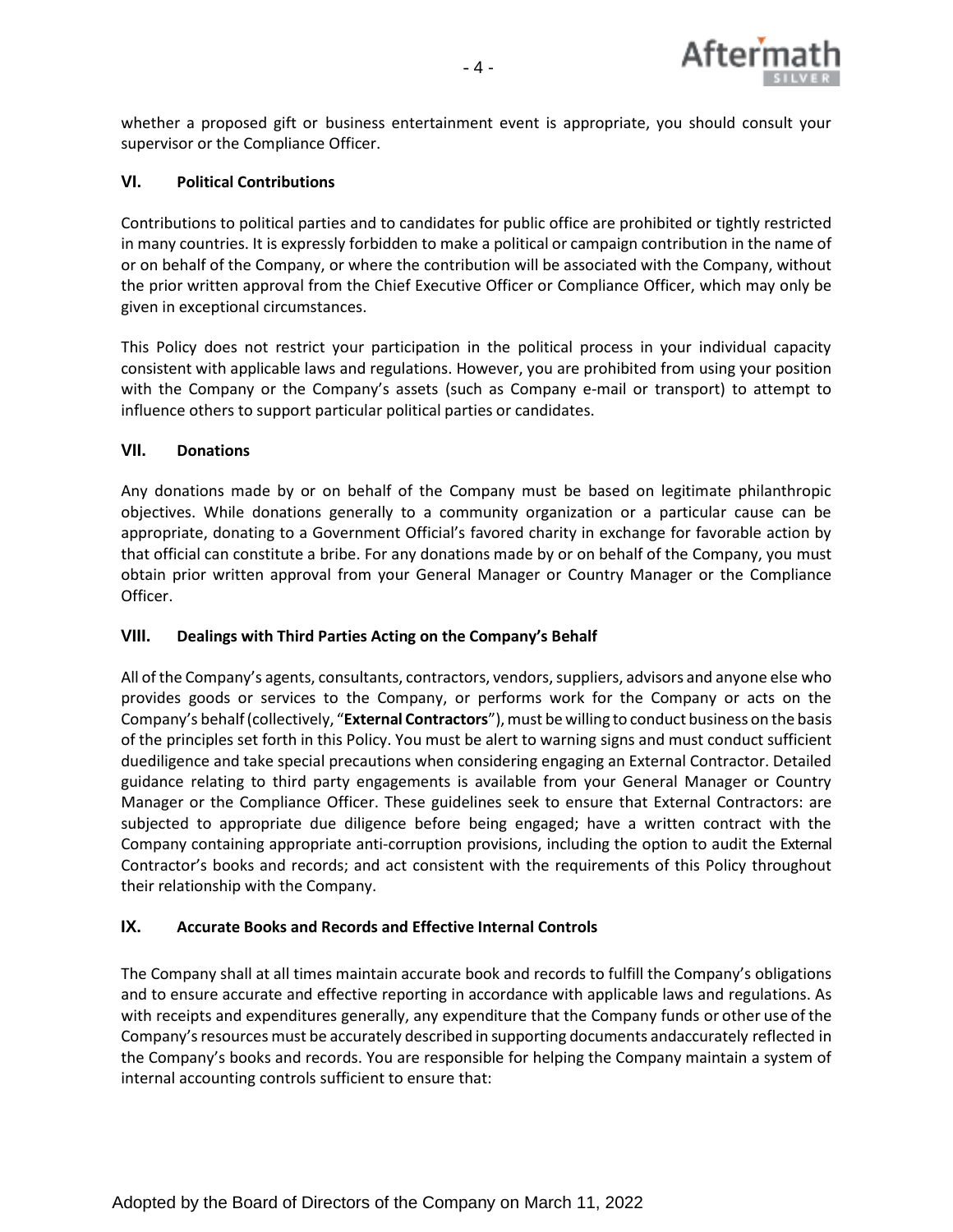whether a proposed gift or business entertainment event is appropriate, you should consult your supervisor or the Compliance Officer.

## VI. Political Contributions

Contributions to political parties and to candidates for public office are prohibited or tightly restricted in many countries. It is expressly forbidden to make a political or campaign contribution in the name of or on behalf of the Company, or where the contribution will be associated with the Company, without the prior written approval from the Chief Executive Officer or Compliance Officer, which may only be given in exceptional circumstances.

This Policy does not restrict your participation in the political process in your individual capacity consistent with applicable laws and regulations. However, you are prohibited from using your position with the Company or the Company's assets (such as Company e-mail or transport) to attempt to influence others to support particular political parties or candidates.

## VII. Donations

Any donations made by or on behalf of the Company must be based on legitimate philanthropic objectives. While donations generally to a community organization or a particular cause can be appropriate, donating to a Government Official's favored charity in exchange for favorable action by that official can constitute a bribe. For any donations made by or on behalf of the Company, you must obtain prior written approval from your General Manager or Country Manager or the Compliance Officer.

## VIII. Dealings with Third Parties Acting on the Company's Behalf

All of the Company's agents, consultants, contractors, vendors, suppliers, advisors and anyone else who provides goods or services to the Company, or performs work for the Company or acts on the Company's behalf (collectively, "**External Contractors**"), must be willing to conduct business on the basis of the principles set forth in this Policy. You must be alert to warning signs and must conduct sufficient duediligence and take special precautions when considering engaging an External Contractor. Detailed guidance relating to third party engagements is available from your General Manager or Country Manager or the Compliance Officer. These guidelines seek to ensure that External Contractors: are subjected to appropriate due diligence before being engaged; have a written contract with the Company containing appropriate anti-corruption provisions, including the option to audit the External Contractor's books and records; and act consistent with the requirements of this Policy throughout their relationship with the Company.

## IX. Accurate Books and Records and Effective Internal Controls

The Company shall at all times maintain accurate book and records to fulfill the Company's obligations and to ensure accurate and effective reporting in accordance with applicable laws and regulations. As with receipts and expenditures generally, any expenditure that the Company funds or other use of the Company's resources must be accurately described in supporting documents andaccurately reflected in the Company's books and records. You are responsible for helping the Company maintain a system of internal accounting controls sufficient to ensure that:

Adopted by the Board of Directors of the Company on March 11, 2022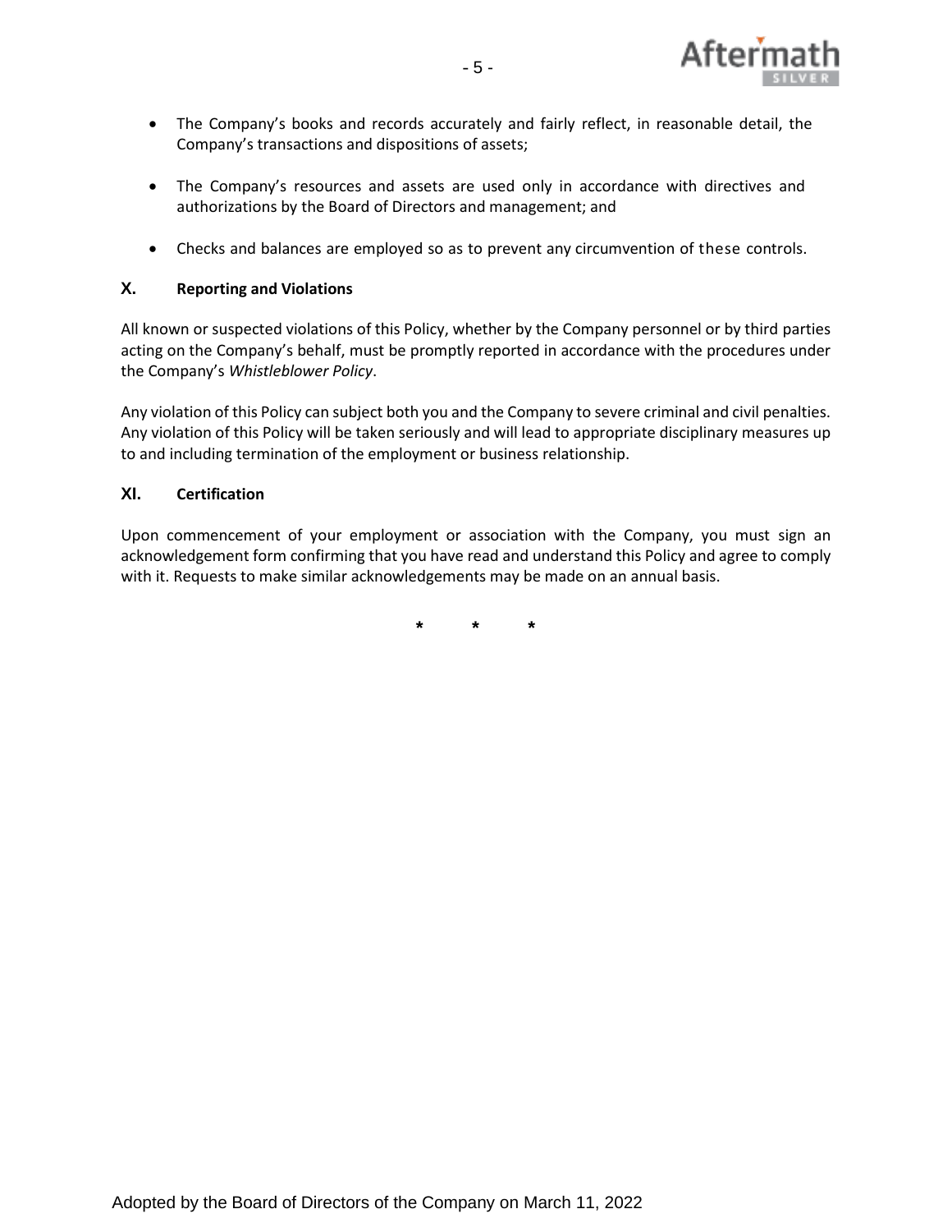- The Company's books and records accurately and fairly reflect, in reasonable detail, the Company's transactions and dispositions of assets;
- The Company's resources and assets are used only in accordance with directives and authorizations by the Board of Directors and management; and
- Checks and balances are employed so as to prevent any circumvention of these controls.

## X. Reporting and Violations

All known or suspected violations of this Policy, whether by the Company personnel or by third parties acting on the Company's behalf, must be promptly reported in accordance with the procedures under the Company's *Whistleblower Policy*.

Any violation of this Policy can subject both you and the Company to severe criminal and civil penalties. Any violation of this Policy will be taken seriously and will lead to appropriate disciplinary measures up to and including termination of the employment or business relationship.

## XI. Certification

Upon commencement of your employment or association with the Company, you must sign an acknowledgement form confirming that you have read and understand this Policy and agree to comply with it. Requests to make similar acknowledgements may be made on an annual basis.

\* \* \*

Adopted by the Board of Directors of the Company on March 11, 2022